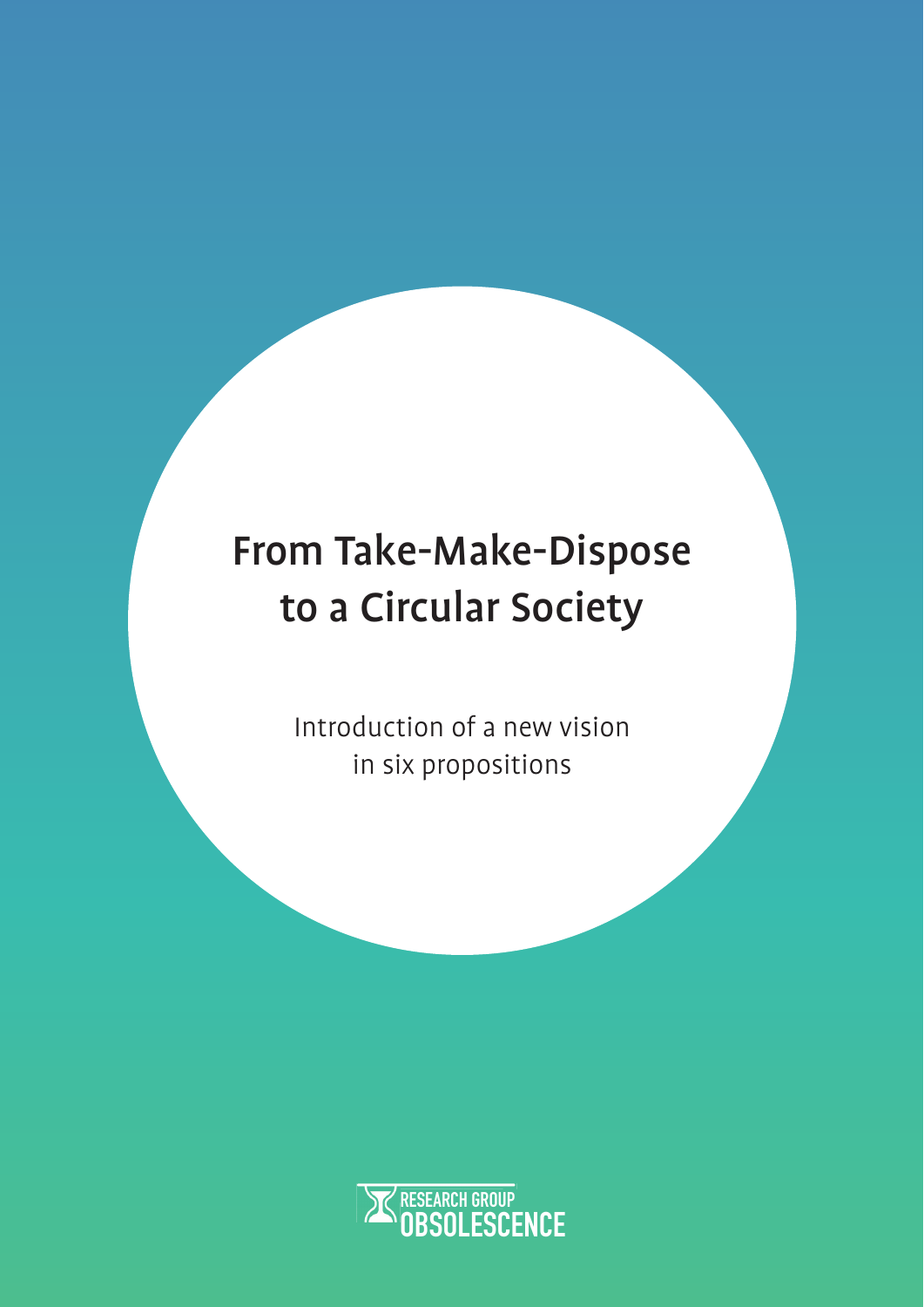# From Take-Make-Dispose to a Circular Society

Introduction of a new vision in six propositions

RESEARCH GROUP OBSOLESCENCE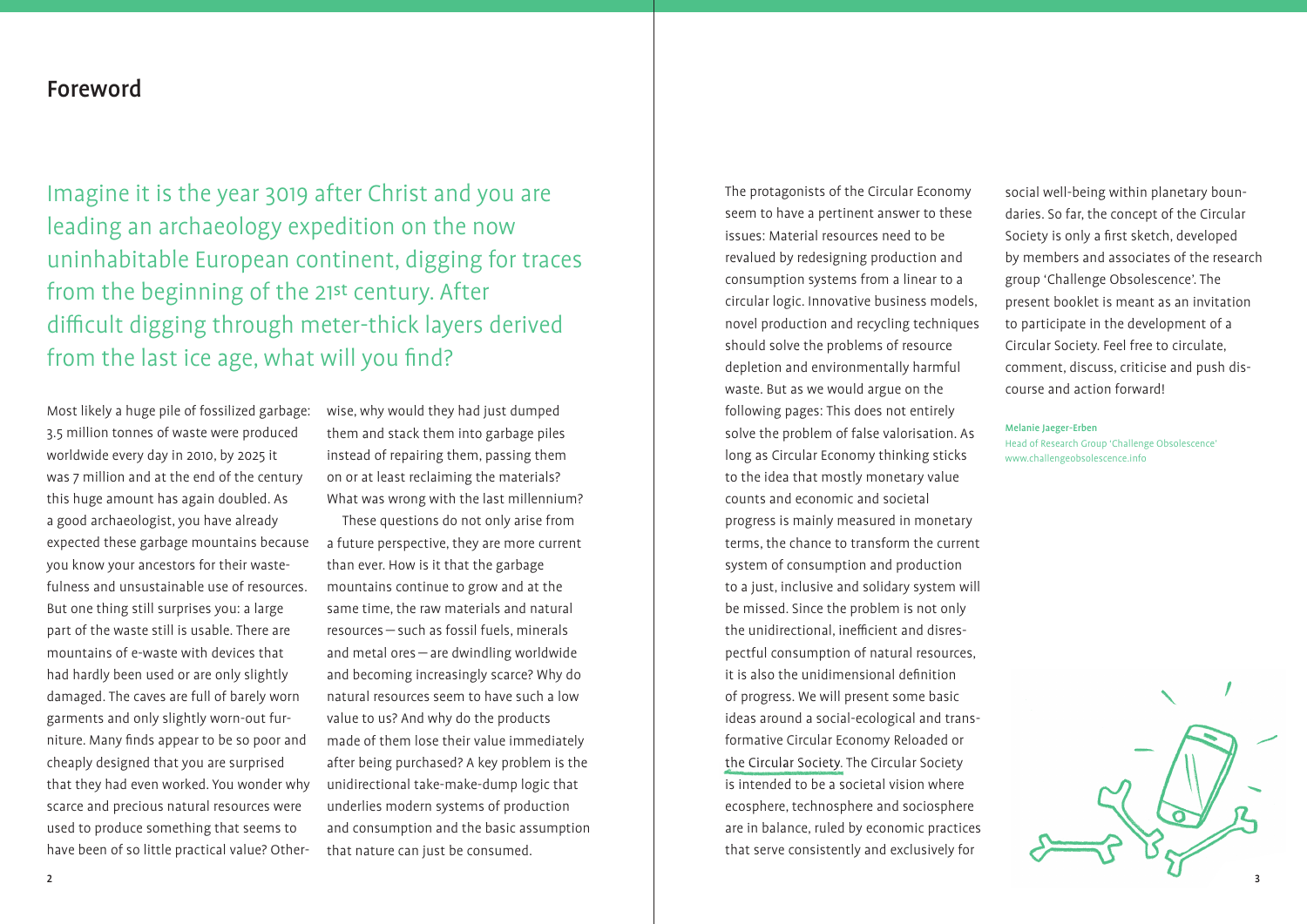## Foreword

Imagine it is the year 3019 after Christ and you are leading an archaeology expedition on the now uninhabitable European continent, digging for traces from the beginning of the 21st century. After difficult digging through meter-thick layers derived from the last ice age, what will you find?

Most likely a huge pile of fossilized garbage: 3.5 million tonnes of waste were produced worldwide every day in 2010, by 2025 it was 7 million and at the end of the century this huge amount has again doubled. As a good archaeologist, you have already expected these garbage mountains because you know your ancestors for their wastefulness and unsustainable use of resources. But one thing still surprises you: a large part of the waste still is usable. There are mountains of e-waste with devices that had hardly been used or are only slightly damaged. The caves are full of barely worn garments and only slightly worn-out furniture. Many finds appear to be so poor and cheaply designed that you are surprised that they had even worked. You wonder why scarce and precious natural resources were used to produce something that seems to have been of so little practical value? Otherwise, why would they had just dumped them and stack them into garbage piles instead of repairing them, passing them on or at least reclaiming the materials? What was wrong with the last millennium?

These questions do not only arise from a future perspective, they are more current than ever. How is it that the garbage mountains continue to grow and at the same time, the raw materials and natural resources – such as fossil fuels, minerals and metal ores – are dwindling worldwide and becoming increasingly scarce? Why do natural resources seem to have such a low value to us? And why do the products made of them lose their value immediately after being purchased? A key problem is the unidirectional take-make-dump logic that underlies modern systems of production and consumption and the basic assumption that nature can just be consumed.

The protagonists of the Circular Economy seem to have a pertinent answer to these issues: Material resources need to be revalued by redesigning production and consumption systems from a linear to a circular logic. Innovative business models, novel production and recycling techniques should solve the problems of resource depletion and environmentally harmful waste. But as we would argue on the following pages: This does not entirely solve the problem of false valorisation. As long as Circular Economy thinking sticks to the idea that mostly monetary value counts and economic and societal progress is mainly measured in monetary terms, the chance to transform the current system of consumption and production to a just, inclusive and solidary system will be missed. Since the problem is not only the unidirectional, inefficient and disrespectful consumption of natural resources, it is also the unidimensional definition of progress. We will present some basic ideas around a social-ecological and transformative Circular Economy Reloaded or the Circular Society. The Circular Society is intended to be a societal vision where ecosphere, technosphere and sociosphere are in balance, ruled by economic practices that serve consistently and exclusively for social well-being within planetary boundaries. So far, the concept of the Circular Society is only a first sketch, developed by members and associates of the research group 'Challenge Obsolescence'. The present booklet is meant as an invitation to participate in the development of a Circular Society. Feel free to circulate, comment, discuss, criticise and push discourse and action forward!

**Melanie Jaeger-Erben**
Head of Research Group 'Challenge Obsolescence'
www.challengeobsolescence.info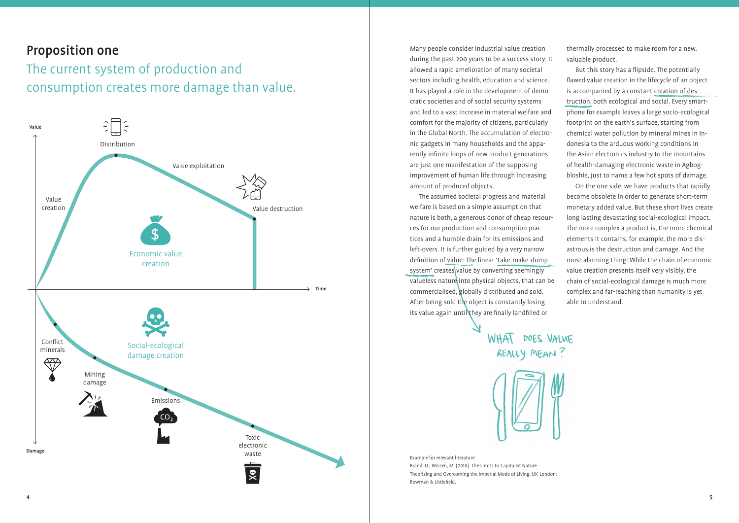## Proposition one

### The current system of production and consumption creates more damage than value.

Value

Distribution

Value exploitation

Value creation

Value destruction

Economic value creation

Time

Conflict minerals

Social-ecological damage creation

Mining damage

Emissions

$CO_2$

Toxic electronic waste

Damage

Many people consider industrial value creation during the past 200 years to be a success story: It allowed a rapid amelioration of many societal sectors including health, education and science. It has played a role in the development of democratic societies and of social security systems and led to a vast increase in material welfare and comfort for the majority of citizens, particularly in the Global North. The accumulation of electronic gadgets in many households and the apparently infinite loops of new product generations are just one manifestation of the supposing improvement of human life through increasing amount of produced objects.

The assumed societal progress and material welfare is based on a simple assumption that nature is both, a generous donor of cheap resources for our production and consumption practices and a humble drain for its emissions and left-overs. It is further guided by a very narrow definition of value: The linear 'take-make-dump system' creates value by converting seemingly valueless nature into physical objects, that can be commercialised, globally distributed and sold. After being sold the object is constantly losing its value again until they are finally landfilled or thermally processed to make room for a new, valuable product.

But this story has a flipside. The potentially flawed value creation in the lifecycle of an object is accompanied by a constant creation of destruction, both ecological and social. Every smartphone for example leaves a large socio-ecological footprint on the earth's surface, starting from chemical water pollution by mineral mines in Indonesia to the arduous working conditions in the Asian electronics industry to the mountains of health-damaging electronic waste in Agbogbloshie, just to name a few hot spots of damage.

On the one side, we have products that rapidly become obsolete in order to generate short-term monetary added value. But these short lives create long lasting devastating social-ecological impact. The more complex a product is, the more chemical elements it contains, for example, the more disastrous is the destruction and damage. And the most alarming thing: While the chain of economic value creation presents itself very visibly, the chain of social-ecological damage is much more complex and far-reaching than humanity is yet able to understand.

WHAT DOES VALUE REALLY MEAN?

Example for relevant literature:
Brand, U.; Wissen, M. (2018). The Limits to Capitalist Nature Theorizing and Overcoming the Imperial Mode of Living. UK-London: Rowman & Littlefield.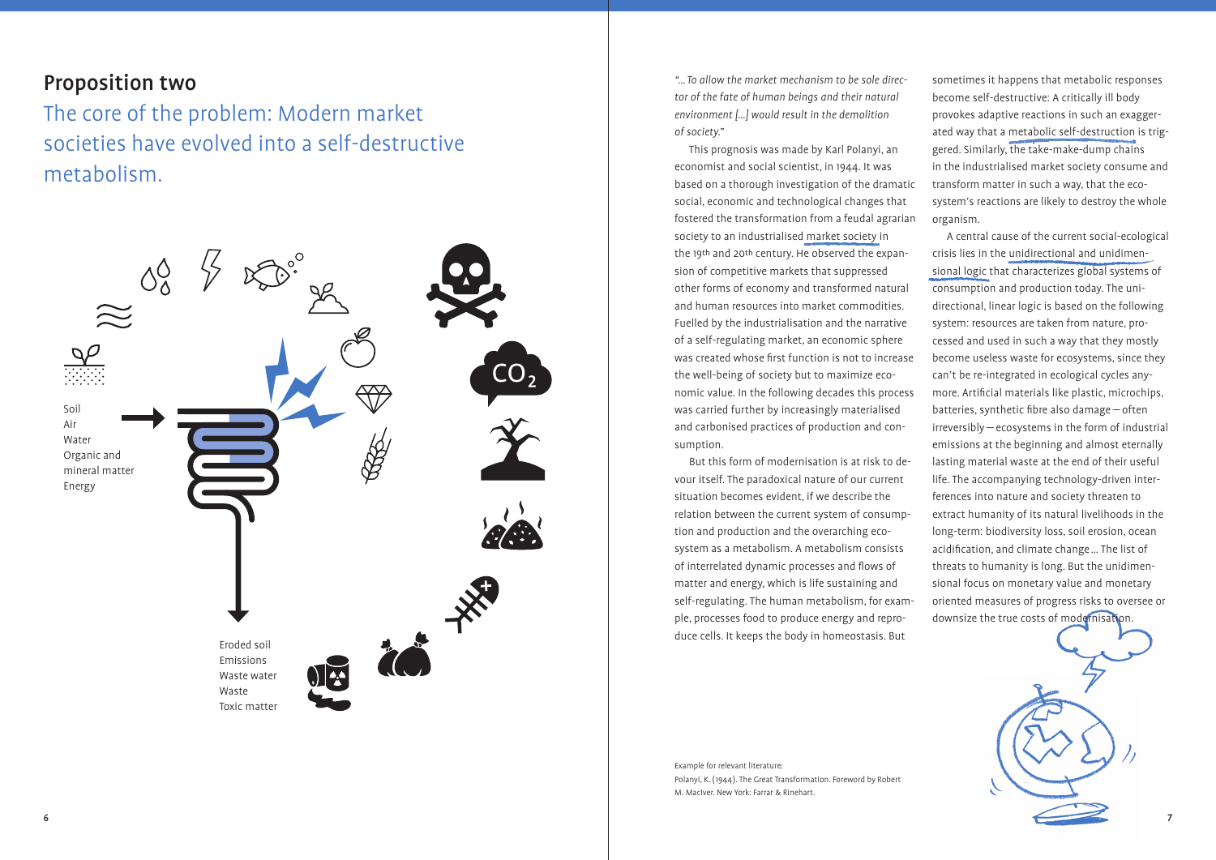# Proposition two

## The core of the problem: Modern market societies have evolved into a self-destructive metabolism.

Soil
Air
Water
Organic and mineral matter
Energy

Eroded soil
Emissions
Waste water
Waste
Toxic matter

*"… To allow the market mechanism to be sole director of the fate of human beings and their natural environment […] would result in the demolition of society."*

This prognosis was made by Karl Polanyi, an economist and social scientist, in 1944. It was based on a thorough investigation of the dramatic social, economic and technological changes that fostered the transformation from a feudal agrarian society to an industrialised market society in the 19th and 20th century. He observed the expansion of competitive markets that suppressed other forms of economy and transformed natural and human resources into market commodities. Fuelled by the industrialisation and the narrative of a self-regulating market, an economic sphere was created whose first function is not to increase the well-being of society but to maximize economic value. In the following decades this process was carried further by increasingly materialised and carbonised practices of production and consumption.

But this form of modernisation is at risk to devour itself. The paradoxical nature of our current situation becomes evident, if we describe the relation between the current system of consumption and production and the overarching ecosystem as a metabolism. A metabolism consists of interrelated dynamic processes and flows of matter and energy, which is life sustaining and self-regulating. The human metabolism, for example, processes food to produce energy and reproduce cells. It keeps the body in homeostasis. But sometimes it happens that metabolic responses become self-destructive: A critically ill body provokes adaptive reactions in such an exaggerated way that a metabolic self-destruction is triggered. Similarly, the take-make-dump chains in the industrialised market society consume and transform matter in such a way, that the ecosystem's reactions are likely to destroy the whole organism.

A central cause of the current social-ecological crisis lies in the unidirectional and unidimensional logic that characterizes global systems of consumption and production today. The unidirectional, linear logic is based on the following system: resources are taken from nature, processed and used in such a way that they mostly become useless waste for ecosystems, since they can't be re-integrated in ecological cycles anymore. Artificial materials like plastic, microchips, batteries, synthetic fibre also damage – often irreversibly – ecosystems in the form of industrial emissions at the beginning and almost eternally lasting material waste at the end of their useful life. The accompanying technology-driven interferences into nature and society threaten to extract humanity of its natural livelihoods in the long-term: biodiversity loss, soil erosion, ocean acidification, and climate change… The list of threats to humanity is long. But the unidimensional focus on monetary value and monetary oriented measures of progress risks to oversee or downsize the true costs of modernisation.

Example for relevant literature:
Polanyi, K. (1944). The Great Transformation. Foreword by Robert M. MacIver. New York: Farrar & Rinehart.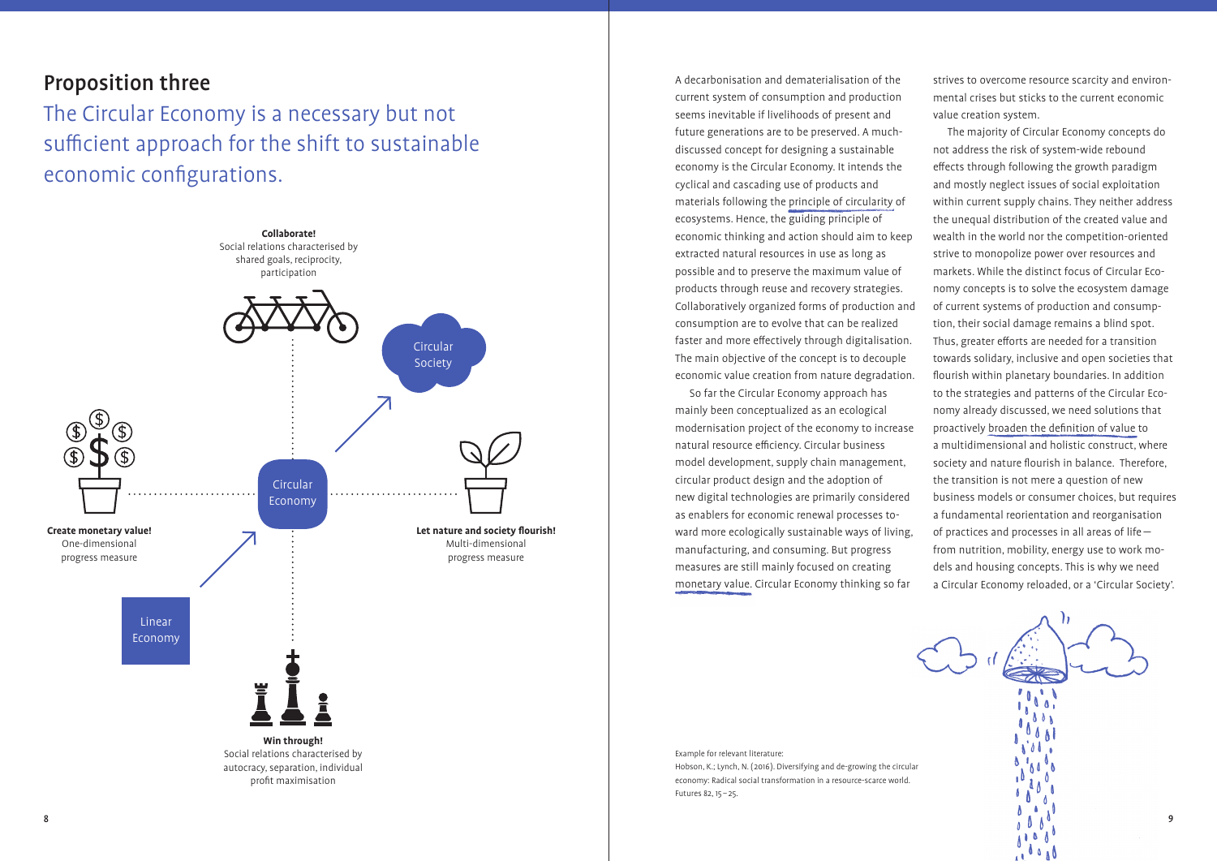## Proposition three

### The Circular Economy is a necessary but not sufficient approach for the shift to sustainable economic configurations.

**Collaborate!**
Social relations characterised by shared goals, reciprocity, participation

Circular Society

Circular Economy

**Create monetary value!**
One-dimensional progress measure

**Let nature and society flourish!**
Multi-dimensional progress measure

Linear Economy

**Win through!**
Social relations characterised by autocracy, separation, individual profit maximisation

A decarbonisation and dematerialisation of the current system of consumption and production seems inevitable if livelihoods of present and future generations are to be preserved. A much-discussed concept for designing a sustainable economy is the Circular Economy. It intends the cyclical and cascading use of products and materials following the principle of circularity of ecosystems. Hence, the guiding principle of economic thinking and action should aim to keep extracted natural resources in use as long as possible and to preserve the maximum value of products through reuse and recovery strategies. Collaboratively organized forms of production and consumption are to evolve that can be realized faster and more effectively through digitalisation. The main objective of the concept is to decouple economic value creation from nature degradation.

So far the Circular Economy approach has mainly been conceptualized as an ecological modernisation project of the economy to increase natural resource efficiency. Circular business model development, supply chain management, circular product design and the adoption of new digital technologies are primarily considered as enablers for economic renewal processes toward more ecologically sustainable ways of living, manufacturing, and consuming. But progress measures are still mainly focused on creating monetary value. Circular Economy thinking so far strives to overcome resource scarcity and environmental crises but sticks to the current economic value creation system.

The majority of Circular Economy concepts do not address the risk of system-wide rebound effects through following the growth paradigm and mostly neglect issues of social exploitation within current supply chains. They neither address the unequal distribution of the created value and wealth in the world nor the competition-oriented strive to monopolize power over resources and markets. While the distinct focus of Circular Economy concepts is to solve the ecosystem damage of current systems of production and consumption, their social damage remains a blind spot. Thus, greater efforts are needed for a transition towards solidary, inclusive and open societies that flourish within planetary boundaries. In addition to the strategies and patterns of the Circular Economy already discussed, we need solutions that proactively broaden the definition of value to a multidimensional and holistic construct, where society and nature flourish in balance. Therefore, the transition is not mere a question of new business models or consumer choices, but requires a fundamental reorientation and reorganisation of practices and processes in all areas of life — from nutrition, mobility, energy use to work models and housing concepts. This is why we need a Circular Economy reloaded, or a 'Circular Society'.

Example for relevant literature:
Hobson, K.; Lynch, N. (2016). Diversifying and de-growing the circular economy: Radical social transformation in a resource-scarce world. Futures 82, 15 – 25.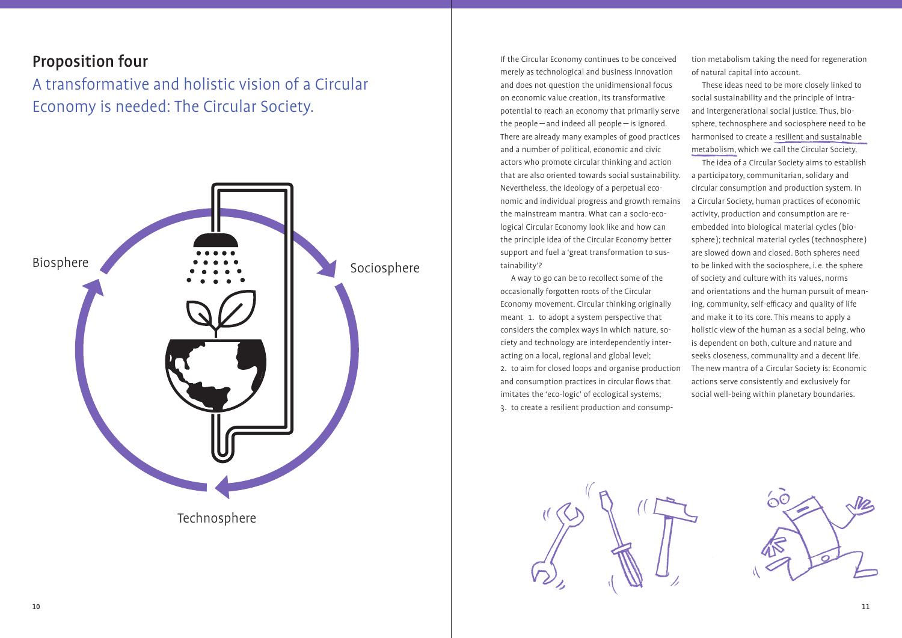## Proposition four

### A transformative and holistic vision of a Circular Economy is needed: The Circular Society.

Biosphere

Sociosphere

Technosphere

If the Circular Economy continues to be conceived merely as technological and business innovation and does not question the unidimensional focus on economic value creation, its transformative potential to reach an economy that primarily serve the people — and indeed all people — is ignored. There are already many examples of good practices and a number of political, economic and civic actors who promote circular thinking and action that are also oriented towards social sustainability. Nevertheless, the ideology of a perpetual economic and individual progress and growth remains the mainstream mantra. What can a socio-ecological Circular Economy look like and how can the principle idea of the Circular Economy better support and fuel a 'great transformation to sustainability'?

A way to go can be to recollect some of the occasionally forgotten roots of the Circular Economy movement. Circular thinking originally meant 1. to adopt a system perspective that considers the complex ways in which nature, society and technology are interdependently interacting on a local, regional and global level; 2. to aim for closed loops and organise production and consumption practices in circular flows that imitates the 'eco-logic' of ecological systems; 3. to create a resilient production and consumption metabolism taking the need for regeneration of natural capital into account.

These ideas need to be more closely linked to social sustainability and the principle of intra- and intergenerational social justice. Thus, biosphere, technosphere and sociosphere need to be harmonised to create a resilient and sustainable metabolism, which we call the Circular Society.

The idea of a Circular Society aims to establish a participatory, communitarian, solidary and circular consumption and production system. In a Circular Society, human practices of economic activity, production and consumption are re-embedded into biological material cycles (biosphere); technical material cycles (technosphere) are slowed down and closed. Both spheres need to be linked with the sociosphere, i. e. the sphere of society and culture with its values, norms and orientations and the human pursuit of meaning, community, self-efficacy and quality of life and make it to its core. This means to apply a holistic view of the human as a social being, who is dependent on both, culture and nature and seeks closeness, communality and a decent life. The new mantra of a Circular Society is: Economic actions serve consistently and exclusively for social well-being within planetary boundaries.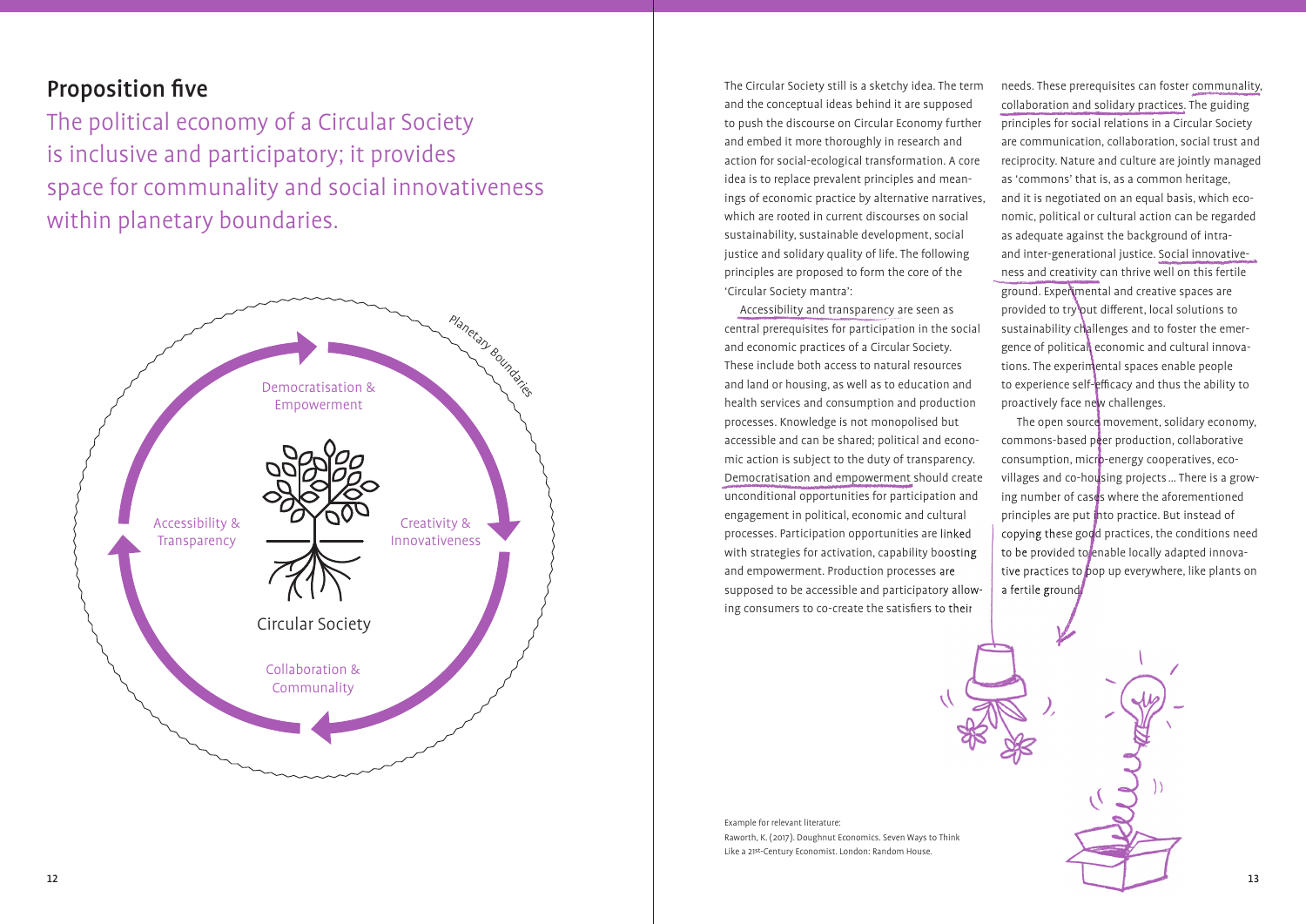## Proposition five

The political economy of a Circular Society is inclusive and participatory; it provides space for communality and social innovativeness within planetary boundaries.

Planetary Boundaries

Democratisation & Empowerment

Accessibility & Transparency

Creativity & Innovativeness

Circular Society

Collaboration & Communality

The Circular Society still is a sketchy idea. The term and the conceptual ideas behind it are supposed to push the discourse on Circular Economy further and embed it more thoroughly in research and action for social-ecological transformation. A core idea is to replace prevalent principles and meanings of economic practice by alternative narratives, which are rooted in current discourses on social sustainability, sustainable development, social justice and solidary quality of life. The following principles are proposed to form the core of the 'Circular Society mantra':

Accessibility and transparency are seen as central prerequisites for participation in the social and economic practices of a Circular Society. These include both access to natural resources and land or housing, as well as to education and health services and consumption and production processes. Knowledge is not monopolised but accessible and can be shared; political and economic action is subject to the duty of transparency. Democratisation and empowerment should create unconditional opportunities for participation and engagement in political, economic and cultural processes. Participation opportunities are linked with strategies for activation, capability boosting and empowerment. Production processes are supposed to be accessible and participatory allowing consumers to co-create the satisfiers to their needs. These prerequisites can foster communality, collaboration and solidary practices. The guiding principles for social relations in a Circular Society are communication, collaboration, social trust and reciprocity. Nature and culture are jointly managed as 'commons' that is, as a common heritage, and it is negotiated on an equal basis, which economic, political or cultural action can be regarded as adequate against the background of intra- and inter-generational justice. Social innovativeness and creativity can thrive well on this fertile ground. Experimental and creative spaces are provided to try out different, local solutions to sustainability challenges and to foster the emergence of political, economic and cultural innovations. The experimental spaces enable people to experience self-efficacy and thus the ability to proactively face new challenges.

The open source movement, solidary economy, commons-based peer production, collaborative consumption, micro-energy cooperatives, eco-villages and co-housing projects … There is a growing number of cases where the aforementioned principles are put into practice. But instead of copying these good practices, the conditions need to be provided to enable locally adapted innovative practices to pop up everywhere, like plants on a fertile ground.

Example for relevant literature:
Raworth, K. (2017). Doughnut Economics. Seven Ways to Think Like a 21st-Century Economist. London: Random House.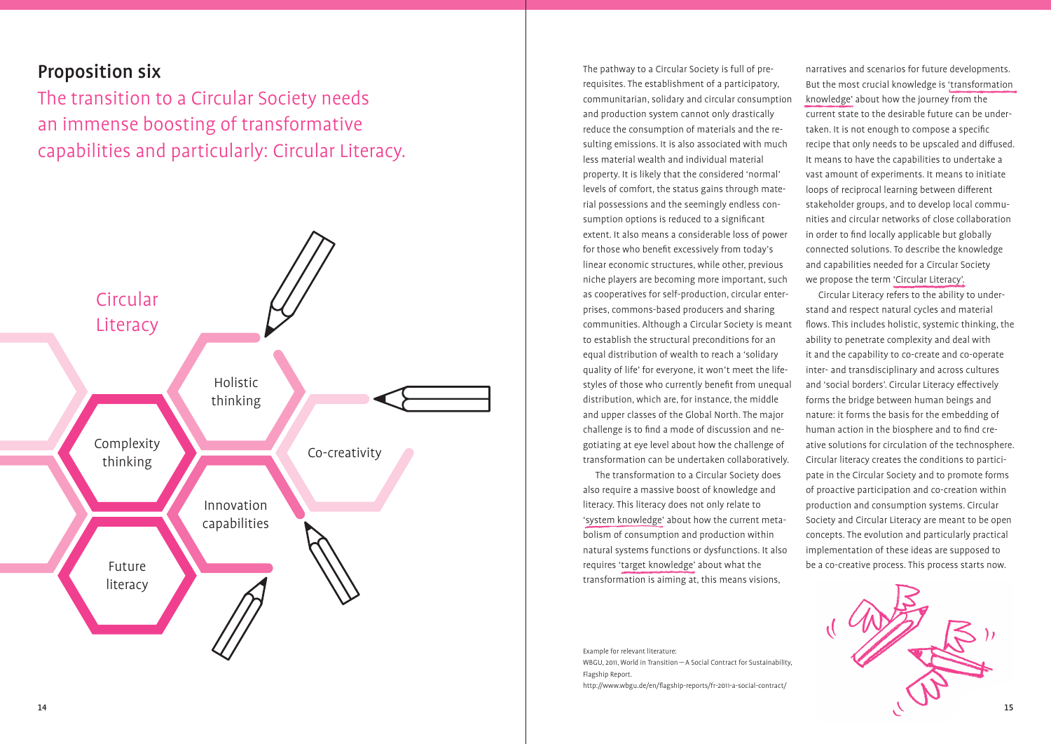## Proposition six

### The transition to a Circular Society needs an immense boosting of transformative capabilities and particularly: Circular Literacy.

Circular Literacy

Holistic thinking

Complexity thinking

Co-creativity

Innovation capabilities

Future literacy

The pathway to a Circular Society is full of prerequisites. The establishment of a participatory, communitarian, solidary and circular consumption and production system cannot only drastically reduce the consumption of materials and the resulting emissions. It is also associated with much less material wealth and individual material property. It is likely that the considered 'normal' levels of comfort, the status gains through material possessions and the seemingly endless consumption options is reduced to a significant extent. It also means a considerable loss of power for those who benefit excessively from today's linear economic structures, while other, previous niche players are becoming more important, such as cooperatives for self-production, circular enterprises, commons-based producers and sharing communities. Although a Circular Society is meant to establish the structural preconditions for an equal distribution of wealth to reach a 'solidary quality of life' for everyone, it won't meet the lifestyles of those who currently benefit from unequal distribution, which are, for instance, the middle and upper classes of the Global North. The major challenge is to find a mode of discussion and negotiating at eye level about how the challenge of transformation can be undertaken collaboratively.

The transformation to a Circular Society does also require a massive boost of knowledge and literacy. This literacy does not only relate to 'system knowledge' about how the current metabolism of consumption and production within natural systems functions or dysfunctions. It also requires 'target knowledge' about what the transformation is aiming at, this means visions, narratives and scenarios for future developments. But the most crucial knowledge is 'transformation knowledge' about how the journey from the current state to the desirable future can be undertaken. It is not enough to compose a specific recipe that only needs to be upscaled and diffused. It means to have the capabilities to undertake a vast amount of experiments. It means to initiate loops of reciprocal learning between different stakeholder groups, and to develop local communities and circular networks of close collaboration in order to find locally applicable but globally connected solutions. To describe the knowledge and capabilities needed for a Circular Society we propose the term 'Circular Literacy'.

Circular Literacy refers to the ability to understand and respect natural cycles and material flows. This includes holistic, systemic thinking, the ability to penetrate complexity and deal with it and the capability to co-create and co-operate inter- and transdisciplinary and across cultures and 'social borders'. Circular Literacy effectively forms the bridge between human beings and nature: it forms the basis for the embedding of human action in the biosphere and to find creative solutions for circulation of the technosphere. Circular literacy creates the conditions to participate in the Circular Society and to promote forms of proactive participation and co-creation within production and consumption systems. Circular Society and Circular Literacy are meant to be open concepts. The evolution and particularly practical implementation of these ideas are supposed to be a co-creative process. This process starts now.

Example for relevant literature:
WBGU, 2011, World in Transition – A Social Contract for Sustainability, Flagship Report.
http://www.wbgu.de/en/flagship-reports/fr-2011-a-social-contract/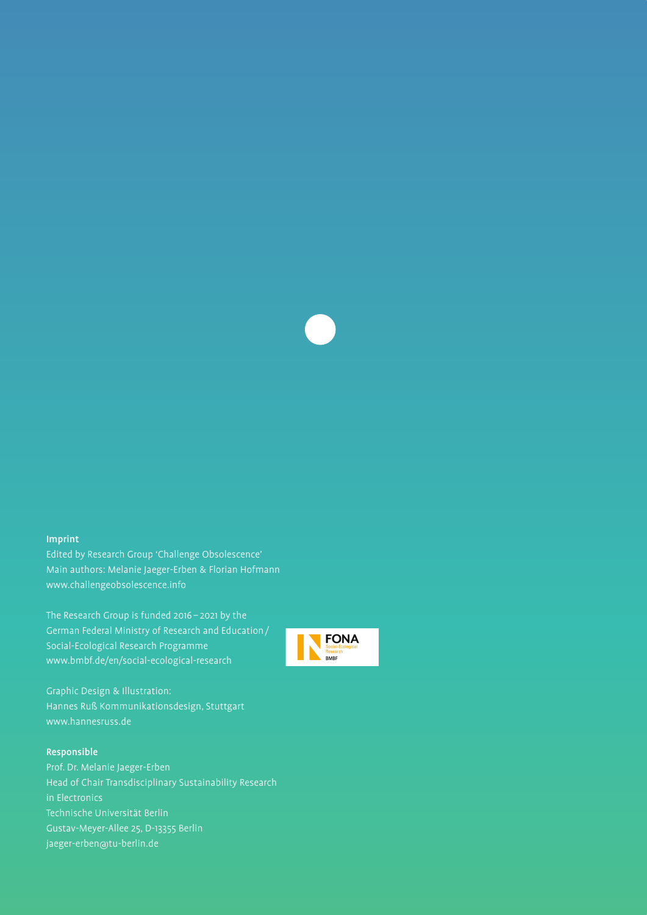**Imprint**

Edited by Research Group 'Challenge Obsolescence'
Main authors: Melanie Jaeger-Erben & Florian Hofmann
www.challengeobsolescence.info

The Research Group is funded 2016 – 2021 by the
German Federal Ministry of Research and Education /
Social-Ecological Research Programme
www.bmbf.de/en/social-ecological-research

FONA
Social-Ecological
Research
BMBF

Graphic Design & Illustration:
Hannes Ruß Kommunikationsdesign, Stuttgart
www.hannesruss.de

**Responsible**

Prof. Dr. Melanie Jaeger-Erben
Head of Chair Transdisciplinary Sustainability Research
in Electronics
Technische Universität Berlin
Gustav-Meyer-Allee 25, D-13355 Berlin
jaeger-erben@tu-berlin.de